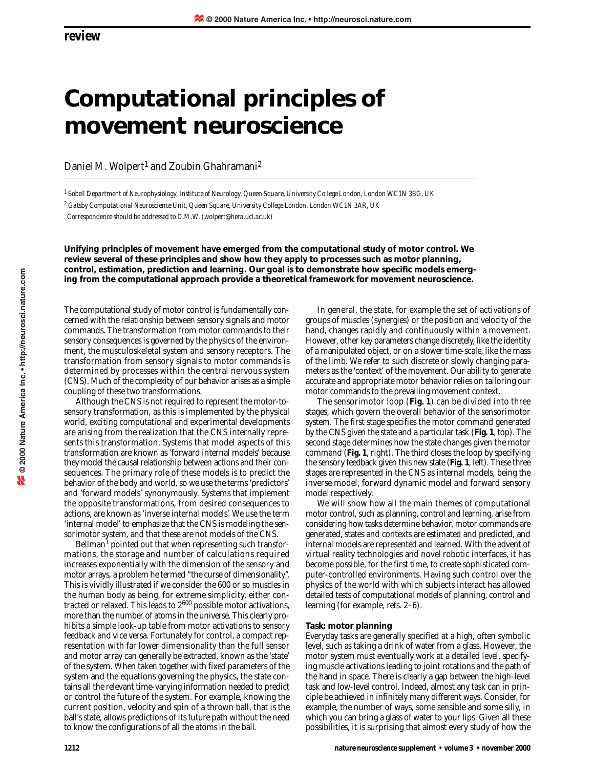review

# Computational principles of movement neuroscience

Daniel M. Wolpert[1] and Zoubin Ghahramani[2]

[1] *Sobell Department of Neurophysiology, Institute of Neurology, Queen Square, University College London, London WC1N 3BG, UK*

[2] *Gatsby Computational Neuroscience Unit, Queen Square, University College London, London WC1N 3AR, UK*

*Correspondence should be addressed to D.M.W. (wolpert@hera.ucl.ac.uk)*

**Unifying principles of movement have emerged from the computational study of motor control. We review several of these principles and show how they apply to processes such as motor planning, control, estimation, prediction and learning. Our goal is to demonstrate how specific models emerging from the computational approach provide a theoretical framework for movement neuroscience.**

The computational study of motor control is fundamentally concerned with the relationship between sensory signals and motor commands. The transformation from motor commands to their sensory consequences is governed by the physics of the environment, the musculoskeletal system and sensory receptors. The transformation from sensory signals to motor commands is determined by processes within the central nervous system (CNS). Much of the complexity of our behavior arises as a simple coupling of these two transformations.

Although the CNS is not required to represent the motor-to-sensory transformation, as this is implemented by the physical world, exciting computational and experimental developments are arising from the realization that the CNS internally represents this transformation. Systems that model aspects of this transformation are known as 'forward internal models' because they model the causal relationship between actions and their consequences. The primary role of these models is to predict the behavior of the body and world, so we use the terms 'predictors' and 'forward models' synonymously. Systems that implement the opposite transformations, from desired consequences to actions, are known as 'inverse internal models'. We use the term 'internal model' to emphasize that the CNS is modeling the sensorimotor system, and that these are not models of the CNS.

Bellman[1] pointed out that when representing such transformations, the storage and number of calculations required increases exponentially with the dimension of the sensory and motor arrays, a problem he termed "the curse of dimensionality". This is vividly illustrated if we consider the 600 or so muscles in the human body as being, for extreme simplicity, either contracted or relaxed. This leads to $2^{600}$ possible motor activations, more than the number of atoms in the universe. This clearly prohibits a simple look-up table from motor activations to sensory feedback and vice versa. Fortunately for control, a compact representation with far lower dimensionality than the full sensor and motor array can generally be extracted, known as the 'state' of the system. When taken together with fixed parameters of the system and the equations governing the physics, the state contains all the relevant time-varying information needed to predict or control the future of the system. For example, knowing the current position, velocity and spin of a thrown ball, that is the ball's state, allows predictions of its future path without the need to know the configurations of all the atoms in the ball.

In general, the state, for example the set of activations of groups of muscles (synergies) or the position and velocity of the hand, changes rapidly and continuously within a movement. However, other key parameters change discretely, like the identity of a manipulated object, or on a slower time-scale, like the mass of the limb. We refer to such discrete or slowly changing parameters as the 'context' of the movement. Our ability to generate accurate and appropriate motor behavior relies on tailoring our motor commands to the prevailing movement context.

The sensorimotor loop (**Fig. 1**) can be divided into three stages, which govern the overall behavior of the sensorimotor system. The first stage specifies the motor command generated by the CNS given the state and a particular task (**Fig. 1**, top). The second stage determines how the state changes given the motor command (**Fig. 1**, right). The third closes the loop by specifying the sensory feedback given this new state (**Fig. 1**, left). These three stages are represented in the CNS as internal models, being the inverse model, forward dynamic model and forward sensory model respectively.

We will show how all the main themes of computational motor control, such as planning, control and learning, arise from considering how tasks determine behavior, motor commands are generated, states and contexts are estimated and predicted, and internal models are represented and learned. With the advent of virtual reality technologies and novel robotic interfaces, it has become possible, for the first time, to create sophisticated computer-controlled environments. Having such control over the physics of the world with which subjects interact has allowed detailed tests of computational models of planning, control and learning (for example, refs. 2–6).

### Task: motor planning

Everyday tasks are generally specified at a high, often symbolic level, such as taking a drink of water from a glass. However, the motor system must eventually work at a detailed level, specifying muscle activations leading to joint rotations and the path of the hand in space. There is clearly a gap between the high-level task and low-level control. Indeed, almost any task can in principle be achieved in infinitely many different ways. Consider, for example, the number of ways, some sensible and some silly, in which you can bring a glass of water to your lips. Given all these possibilities, it is surprising that almost every study of how the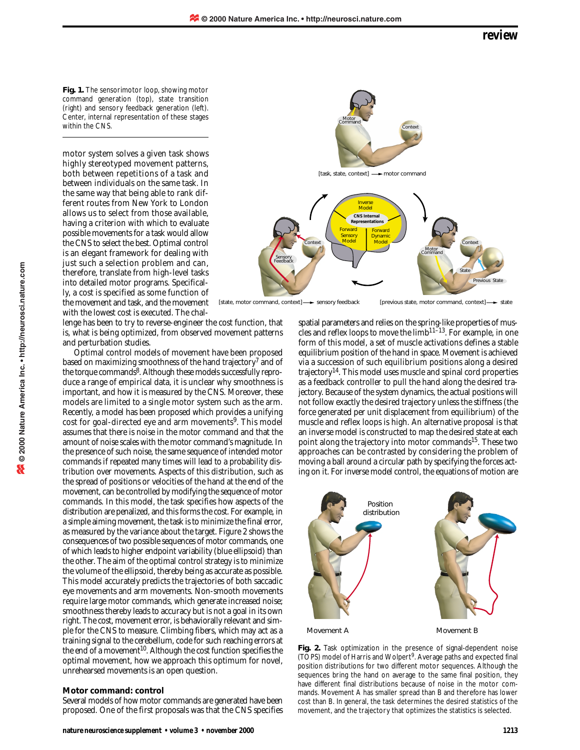**Fig. 1.** The sensorimotor loop, showing motor command generation (top), state transition (right) and sensory feedback generation (left). Center, internal representation of these stages within the CNS.

motor system solves a given task shows highly stereotyped movement patterns, both between repetitions of a task and between individuals on the same task. In the same way that being able to rank different routes from New York to London allows us to select from those available, having a criterion with which to evaluate possible movements for a task would allow the CNS to select the best. Optimal control is an elegant framework for dealing with just such a selection problem and can, therefore, translate from high-level tasks into detailed motor programs. Specifically, a cost is specified as some function of the movement and task, and the movement with the lowest cost is executed. The challenge has been to try to reverse-engineer the cost function, that is, what is being optimized, from observed movement patterns and perturbation studies.

Optimal control models of movement have been proposed based on maximizing smoothness of the hand trajectory[7] and of the torque commands[8]. Although these models successfully reproduce a range of empirical data, it is unclear why smoothness is important, and how it is measured by the CNS. Moreover, these models are limited to a single motor system such as the arm. Recently, a model has been proposed which provides a unifying cost for goal-directed eye and arm movements[9]. This model assumes that there is noise in the motor command and that the amount of noise scales with the motor command's magnitude. In the presence of such noise, the same sequence of intended motor commands if repeated many times will lead to a probability distribution over movements. Aspects of this distribution, such as the spread of positions or velocities of the hand at the end of the movement, can be controlled by modifying the sequence of motor commands. In this model, the task specifies how aspects of the distribution are penalized, and this forms the cost. For example, in a simple aiming movement, the task is to minimize the final error, as measured by the variance about the target. Figure 2 shows the consequences of two possible sequences of motor commands, one of which leads to higher endpoint variability (blue ellipsoid) than the other. The aim of the optimal control strategy is to minimize the volume of the ellipsoid, thereby being as accurate as possible. This model accurately predicts the trajectories of both saccadic eye movements and arm movements. Non-smooth movements require large motor commands, which generate increased noise; smoothness thereby leads to accuracy but is not a goal in its own right. The cost, movement error, is behaviorally relevant and simple for the CNS to measure. Climbing fibers, which may act as a training signal to the cerebellum, code for such reaching errors at the end of a movement[10]. Although the cost function specifies the optimal movement, how we approach this optimum for novel, unrehearsed movements is an open question.

## Motor command: control

Several models of how motor commands are generated have been proposed. One of the first proposals was that the CNS specifies spatial parameters and relies on the spring-like properties of muscles and reflex loops to move the limb[11–13]. For example, in one form of this model, a set of muscle activations defines a stable equilibrium position of the hand in space. Movement is achieved via a succession of such equilibrium positions along a desired trajectory[14]. This model uses muscle and spinal cord properties as a feedback controller to pull the hand along the desired trajectory. Because of the system dynamics, the actual positions will not follow exactly the desired trajectory unless the stiffness (the force generated per unit displacement from equilibrium) of the muscle and reflex loops is high. An alternative proposal is that an inverse model is constructed to map the desired state at each point along the trajectory into motor commands[15]. These two approaches can be contrasted by considering the problem of moving a ball around a circular path by specifying the forces acting on it. For inverse model control, the equations of motion are

**Fig. 2.** Task optimization in the presence of signal-dependent noise (TOPS) model of Harris and Wolpert[9]. Average paths and expected final position distributions for two different motor sequences. Although the sequences bring the hand on average to the same final position, they have different final distributions because of noise in the motor commands. Movement A has smaller spread than B and therefore has lower cost than B. In general, the task determines the desired statistics of the movement, and the trajectory that optimizes the statistics is selected.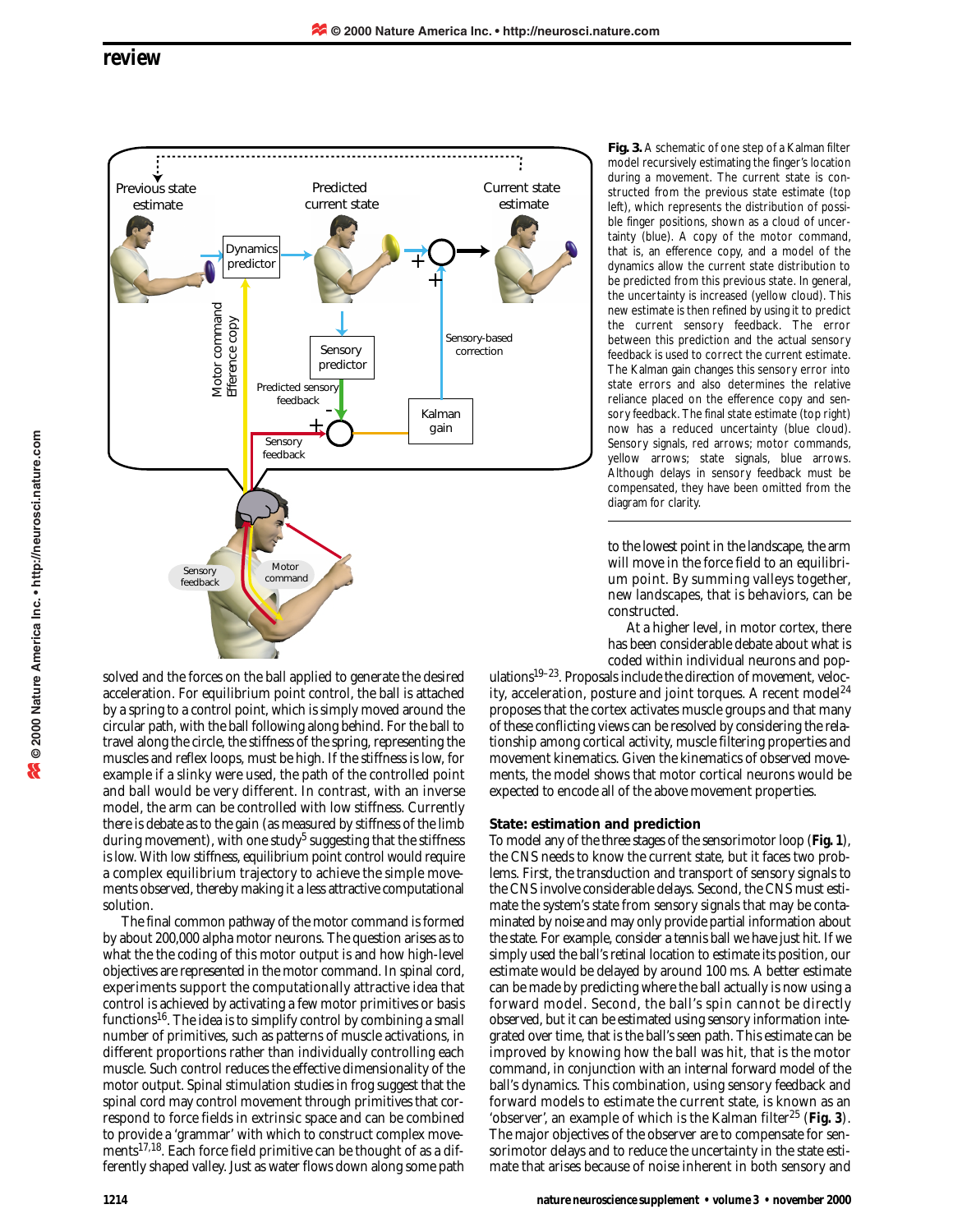Fig. 3. A schematic of one step of a Kalman filter model recursively estimating the finger's location during a movement. The current state is constructed from the previous state estimate (top left), which represents the distribution of possible finger positions, shown as a cloud of uncertainty (blue). A copy of the motor command, that is, an efference copy, and a model of the dynamics allow the current state distribution to be predicted from this previous state. In general, the uncertainty is increased (yellow cloud). This new estimate is then refined by using it to predict the current sensory feedback. The error between this prediction and the actual sensory feedback is used to correct the current estimate. The Kalman gain changes this sensory error into state errors and also determines the relative reliance placed on the efference copy and sensory feedback. The final state estimate (top right) now has a reduced uncertainty (blue cloud). Sensory signals, red arrows; motor commands, yellow arrows; state signals, blue arrows. Although delays in sensory feedback must be compensated, they have been omitted from the diagram for clarity.

solved and the forces on the ball applied to generate the desired acceleration. For equilibrium point control, the ball is attached by a spring to a control point, which is simply moved around the circular path, with the ball following along behind. For the ball to travel along the circle, the stiffness of the spring, representing the muscles and reflex loops, must be high. If the stiffness is low, for example if a slinky were used, the path of the controlled point and ball would be very different. In contrast, with an inverse model, the arm can be controlled with low stiffness. Currently there is debate as to the gain (as measured by stiffness of the limb during movement), with one study[5] suggesting that the stiffness is low. With low stiffness, equilibrium point control would require a complex equilibrium trajectory to achieve the simple movements observed, thereby making it a less attractive computational solution.

The final common pathway of the motor command is formed by about 200,000 alpha motor neurons. The question arises as to what the the coding of this motor output is and how high-level objectives are represented in the motor command. In spinal cord, experiments support the computationally attractive idea that control is achieved by activating a few motor primitives or basis functions[16]. The idea is to simplify control by combining a small number of primitives, such as patterns of muscle activations, in different proportions rather than individually controlling each muscle. Such control reduces the effective dimensionality of the motor output. Spinal stimulation studies in frog suggest that the spinal cord may control movement through primitives that correspond to force fields in extrinsic space and can be combined to provide a 'grammar' with which to construct complex movements[17,18]. Each force field primitive can be thought of as a differently shaped valley. Just as water flows down along some path to the lowest point in the landscape, the arm will move in the force field to an equilibrium point. By summing valleys together, new landscapes, that is behaviors, can be constructed.

At a higher level, in motor cortex, there has been considerable debate about what is coded within individual neurons and populations[19–23]. Proposals include the direction of movement, velocity, acceleration, posture and joint torques. A recent model[24] proposes that the cortex activates muscle groups and that many of these conflicting views can be resolved by considering the relationship among cortical activity, muscle filtering properties and movement kinematics. Given the kinematics of observed movements, the model shows that motor cortical neurons would be expected to encode all of the above movement properties.

## State: estimation and prediction

To model any of the three stages of the sensorimotor loop (**Fig. 1**), the CNS needs to know the current state, but it faces two problems. First, the transduction and transport of sensory signals to the CNS involve considerable delays. Second, the CNS must estimate the system's state from sensory signals that may be contaminated by noise and may only provide partial information about the state. For example, consider a tennis ball we have just hit. If we simply used the ball's retinal location to estimate its position, our estimate would be delayed by around 100 ms. A better estimate can be made by predicting where the ball actually is now using a forward model. Second, the ball's spin cannot be directly observed, but it can be estimated using sensory information integrated over time, that is the ball's seen path. This estimate can be improved by knowing how the ball was hit, that is the motor command, in conjunction with an internal forward model of the ball's dynamics. This combination, using sensory feedback and forward models to estimate the current state, is known as an 'observer', an example of which is the Kalman filter[25] (**Fig. 3**). The major objectives of the observer are to compensate for sensorimotor delays and to reduce the uncertainty in the state estimate that arises because of noise inherent in both sensory and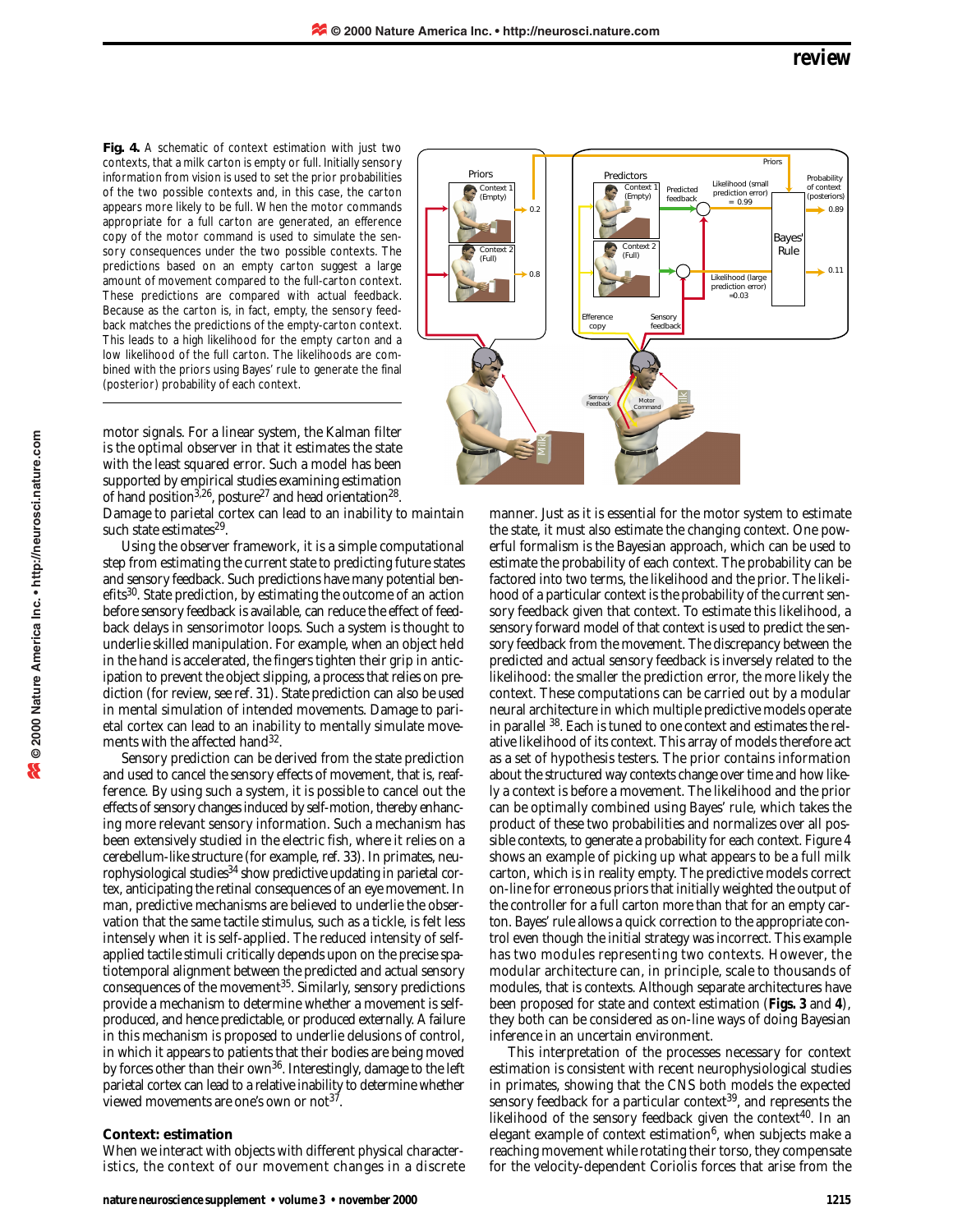**Fig. 4.** A schematic of context estimation with just two contexts, that a milk carton is empty or full. Initially sensory information from vision is used to set the prior probabilities of the two possible contexts and, in this case, the carton appears more likely to be full. When the motor commands appropriate for a full carton are generated, an efference copy of the motor command is used to simulate the sensory consequences under the two possible contexts. The predictions based on an empty carton suggest a large amount of movement compared to the full-carton context. These predictions are compared with actual feedback. Because as the carton is, in fact, empty, the sensory feedback matches the predictions of the empty-carton context. This leads to a high likelihood for the empty carton and a low likelihood of the full carton. The likelihoods are combined with the priors using Bayes' rule to generate the final (posterior) probability of each context.

Priors
Context 1 (Empty)
0.2
Context 2 (Full)
0.8
Predictors
Context 1 (Empty)
Context 2 (Full)
Predicted feedback
Likelihood (small prediction error) = 0.99
Likelihood (large prediction error) =0.03
Priors
Bayes' Rule
Probability of context (posteriors)
0.89
0.11
Efference copy
Sensory feedback
Sensory Feedback
Motor Command
Milk

motor signals. For a linear system, the Kalman filter is the optimal observer in that it estimates the state with the least squared error. Such a model has been supported by empirical studies examining estimation of hand position[3,26], posture[27] and head orientation[28]. Damage to parietal cortex can lead to an inability to maintain such state estimates[29].

Using the observer framework, it is a simple computational step from estimating the current state to predicting future states and sensory feedback. Such predictions have many potential benefits[30]. State prediction, by estimating the outcome of an action before sensory feedback is available, can reduce the effect of feedback delays in sensorimotor loops. Such a system is thought to underlie skilled manipulation. For example, when an object held in the hand is accelerated, the fingers tighten their grip in anticipation to prevent the object slipping, a process that relies on prediction (for review, see ref. 31). State prediction can also be used in mental simulation of intended movements. Damage to parietal cortex can lead to an inability to mentally simulate movements with the affected hand[32].

Sensory prediction can be derived from the state prediction and used to cancel the sensory effects of movement, that is, reafference. By using such a system, it is possible to cancel out the effects of sensory changes induced by self-motion, thereby enhancing more relevant sensory information. Such a mechanism has been extensively studied in the electric fish, where it relies on a cerebellum-like structure (for example, ref. 33). In primates, neurophysiological studies[34] show predictive updating in parietal cortex, anticipating the retinal consequences of an eye movement. In man, predictive mechanisms are believed to underlie the observation that the same tactile stimulus, such as a tickle, is felt less intensely when it is self-applied. The reduced intensity of self-applied tactile stimuli critically depends upon on the precise spatiotemporal alignment between the predicted and actual sensory consequences of the movement[35]. Similarly, sensory predictions provide a mechanism to determine whether a movement is self-produced, and hence predictable, or produced externally. A failure in this mechanism is proposed to underlie delusions of control, in which it appears to patients that their bodies are being moved by forces other than their own[36]. Interestingly, damage to the left parietal cortex can lead to a relative inability to determine whether viewed movements are one's own or not[37].

### Context: estimation

When we interact with objects with different physical characteristics, the context of our movement changes in a discrete manner. Just as it is essential for the motor system to estimate the state, it must also estimate the changing context. One powerful formalism is the Bayesian approach, which can be used to estimate the probability of each context. The probability can be factored into two terms, the likelihood and the prior. The likelihood of a particular context is the probability of the current sensory feedback given that context. To estimate this likelihood, a sensory forward model of that context is used to predict the sensory feedback from the movement. The discrepancy between the predicted and actual sensory feedback is inversely related to the likelihood: the smaller the prediction error, the more likely the context. These computations can be carried out by a modular neural architecture in which multiple predictive models operate in parallel [38]. Each is tuned to one context and estimates the relative likelihood of its context. This array of models therefore act as a set of hypothesis testers. The prior contains information about the structured way contexts change over time and how likely a context is before a movement. The likelihood and the prior can be optimally combined using Bayes' rule, which takes the product of these two probabilities and normalizes over all possible contexts, to generate a probability for each context. Figure 4 shows an example of picking up what appears to be a full milk carton, which is in reality empty. The predictive models correct on-line for erroneous priors that initially weighted the output of the controller for a full carton more than that for an empty carton. Bayes' rule allows a quick correction to the appropriate control even though the initial strategy was incorrect. This example has two modules representing two contexts. However, the modular architecture can, in principle, scale to thousands of modules, that is contexts. Although separate architectures have been proposed for state and context estimation (**Figs. 3** and **4**), they both can be considered as on-line ways of doing Bayesian inference in an uncertain environment.

This interpretation of the processes necessary for context estimation is consistent with recent neurophysiological studies in primates, showing that the CNS both models the expected sensory feedback for a particular context[39], and represents the likelihood of the sensory feedback given the context[40]. In an elegant example of context estimation[6], when subjects make a reaching movement while rotating their torso, they compensate for the velocity-dependent Coriolis forces that arise from the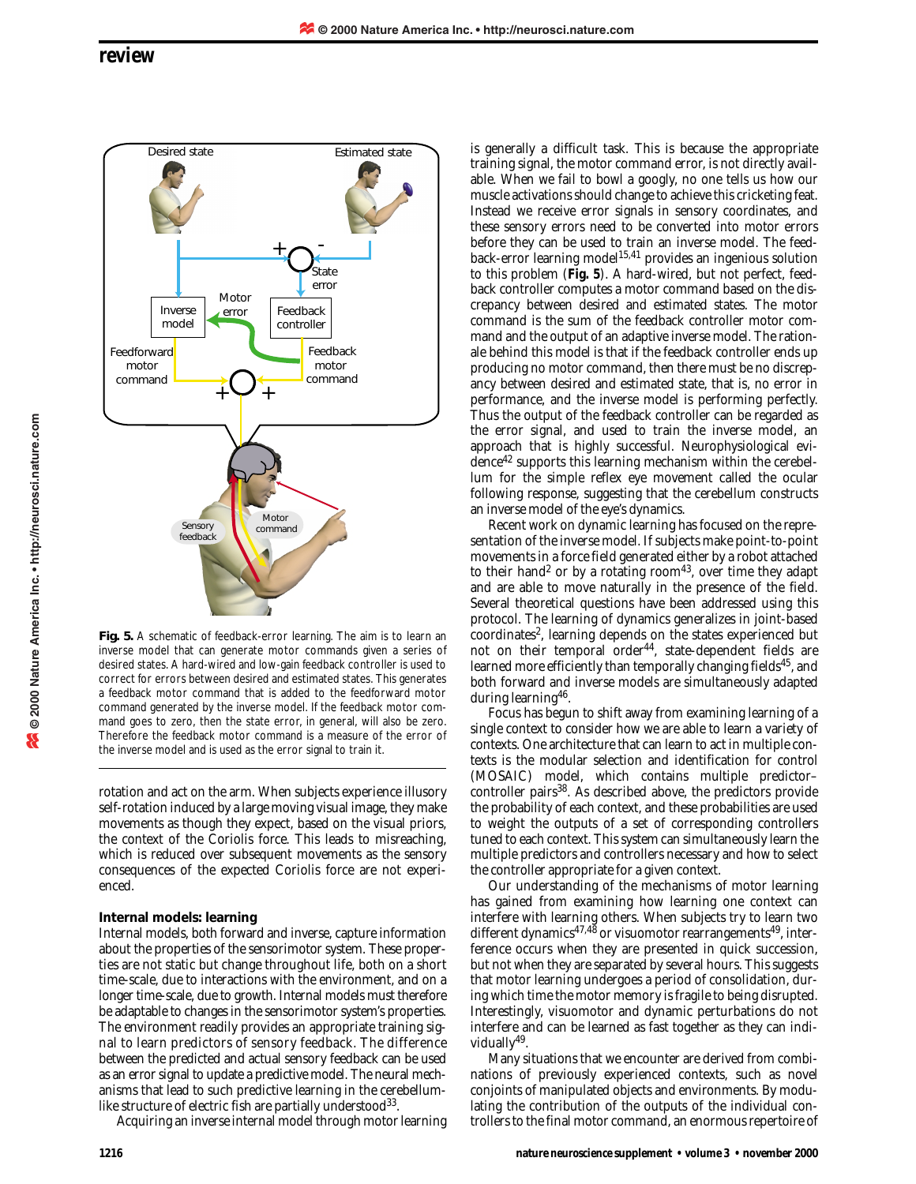Desired state

Estimated state

+

-

State error

Motor error

Inverse model

Feedback controller

Feedforward motor command

Feedback motor command

+

+

Sensory feedback

Motor command

**Fig. 5.** A schematic of feedback-error learning. The aim is to learn an inverse model that can generate motor commands given a series of desired states. A hard-wired and low-gain feedback controller is used to correct for errors between desired and estimated states. This generates a feedback motor command that is added to the feedforward motor command generated by the inverse model. If the feedback motor command goes to zero, then the state error, in general, will also be zero. Therefore the feedback motor command is a measure of the error of the inverse model and is used as the error signal to train it.

rotation and act on the arm. When subjects experience illusory self-rotation induced by a large moving visual image, they make movements as though they expect, based on the visual priors, the context of the Coriolis force. This leads to misreaching, which is reduced over subsequent movements as the sensory consequences of the expected Coriolis force are not experienced.

### Internal models: learning

Internal models, both forward and inverse, capture information about the properties of the sensorimotor system. These properties are not static but change throughout life, both on a short time-scale, due to interactions with the environment, and on a longer time-scale, due to growth. Internal models must therefore be adaptable to changes in the sensorimotor system's properties. The environment readily provides an appropriate training signal to learn predictors of sensory feedback. The difference between the predicted and actual sensory feedback can be used as an error signal to update a predictive model. The neural mechanisms that lead to such predictive learning in the cerebellum-like structure of electric fish are partially understood[33].

Acquiring an inverse internal model through motor learning is generally a difficult task. This is because the appropriate training signal, the motor command error, is not directly available. When we fail to bowl a googly, no one tells us how our muscle activations should change to achieve this cricketing feat. Instead we receive error signals in sensory coordinates, and these sensory errors need to be converted into motor errors before they can be used to train an inverse model. The feedback-error learning model[15,41] provides an ingenious solution to this problem (**Fig. 5**). A hard-wired, but not perfect, feedback controller computes a motor command based on the discrepancy between desired and estimated states. The motor command is the sum of the feedback controller motor command and the output of an adaptive inverse model. The rationale behind this model is that if the feedback controller ends up producing no motor command, then there must be no discrepancy between desired and estimated state, that is, no error in performance, and the inverse model is performing perfectly. Thus the output of the feedback controller can be regarded as the error signal, and used to train the inverse model, an approach that is highly successful. Neurophysiological evidence[42] supports this learning mechanism within the cerebellum for the simple reflex eye movement called the ocular following response, suggesting that the cerebellum constructs an inverse model of the eye's dynamics.

Recent work on dynamic learning has focused on the representation of the inverse model. If subjects make point-to-point movements in a force field generated either by a robot attached to their hand[2] or by a rotating room[43], over time they adapt and are able to move naturally in the presence of the field. Several theoretical questions have been addressed using this protocol. The learning of dynamics generalizes in joint-based coordinates[2], learning depends on the states experienced but not on their temporal order[44], state-dependent fields are learned more efficiently than temporally changing fields[45], and both forward and inverse models are simultaneously adapted during learning[46].

Focus has begun to shift away from examining learning of a single context to consider how we are able to learn a variety of contexts. One architecture that can learn to act in multiple contexts is the modular selection and identification for control (MOSAIC) model, which contains multiple predictor–controller pairs[38]. As described above, the predictors provide the probability of each context, and these probabilities are used to weight the outputs of a set of corresponding controllers tuned to each context. This system can simultaneously learn the multiple predictors and controllers necessary and how to select the controller appropriate for a given context.

Our understanding of the mechanisms of motor learning has gained from examining how learning one context can interfere with learning others. When subjects try to learn two different dynamics[47,48] or visuomotor rearrangements[49], interference occurs when they are presented in quick succession, but not when they are separated by several hours. This suggests that motor learning undergoes a period of consolidation, during which time the motor memory is fragile to being disrupted. Interestingly, visuomotor and dynamic perturbations do not interfere and can be learned as fast together as they can individually[49].

Many situations that we encounter are derived from combinations of previously experienced contexts, such as novel conjoints of manipulated objects and environments. By modulating the contribution of the outputs of the individual controllers to the final motor command, an enormous repertoire of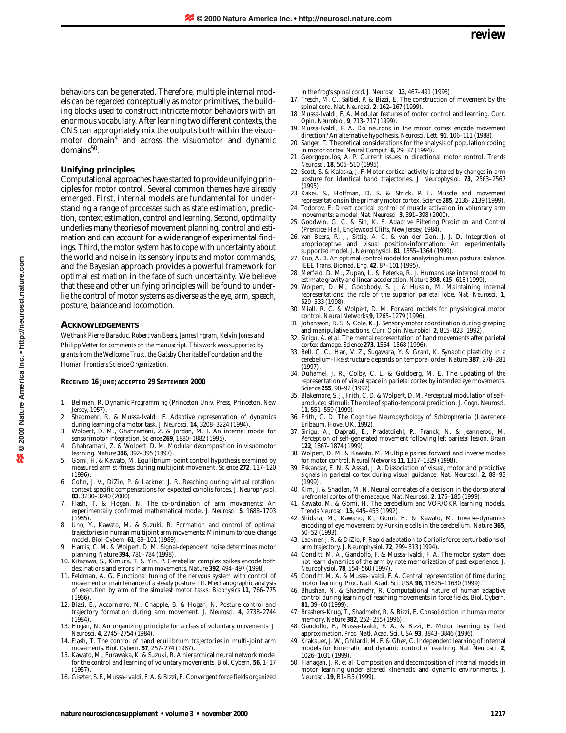behaviors can be generated. Therefore, multiple internal models can be regarded conceptually as motor primitives, the building blocks used to construct intricate motor behaviors with an enormous vocabulary. After learning two different contexts, the CNS can appropriately mix the outputs both within the visuomotor domain[4] and across the visuomotor and dynamic domains[50].

### Unifying principles

Computational approaches have started to provide unifying principles for motor control. Several common themes have already emerged. First, internal models are fundamental for understanding a range of processes such as state estimation, prediction, context estimation, control and learning. Second, optimality underlies many theories of movement planning, control and estimation and can account for a wide range of experimental findings. Third, the motor system has to cope with uncertainty about the world and noise in its sensory inputs and motor commands, and the Bayesian approach provides a powerful framework for optimal estimation in the face of such uncertainty. We believe that these and other unifying principles will be found to underlie the control of motor systems as diverse as the eye, arm, speech, posture, balance and locomotion.

### ACKNOWLEDGEMENTS

*We thank Pierre Baraduc, Robert van Beers, James Ingram, Kelvin Jones and Philipp Vetter for comments on the manuscript. This work was supported by grants from the Wellcome Trust, the Gatsby Charitable Foundation and the Human Frontiers Science Organization.*

**RECEIVED 16 JUNE; ACCEPTED 29 SEPTEMBER 2000**

1. Bellman, R. *Dynamic Programming* (Princeton Univ. Press, Princeton, New Jersey, 1957).
2. Shadmehr, R. & Mussa-Ivaldi, F. Adaptive representation of dynamics during learning of a motor task. *J. Neurosci.* **14**, 3208–3224 (1994).
3. Wolpert, D. M., Ghahramani, Z. & Jordan, M. I. An internal model for sensorimotor integration. *Science* **269**, 1880–1882 (1995).
4. Ghahramani, Z. & Wolpert, D. M. Modular decomposition in visuomotor learning. *Nature* **386**, 392–395 (1997).
5. Gomi, H. & Kawato, M. Equilibrium-point control hypothesis examined by measured arm stiffness during multijoint movement. *Science* **272**, 117–120 (1996).
6. Cohn, J. V., DiZio, P. & Lackner, J. R. Reaching during virtual rotation: context specific compensations for expected coriolis forces. *J. Neurophysiol.* **83**, 3230–3240 (2000).
7. Flash, T. & Hogan, N. The co-ordination of arm movements: An experimentally confirmed mathematical model. *J. Neurosci.* **5**, 1688–1703 (1985).
8. Uno, Y., Kawato, M. & Suzuki, R. Formation and control of optimal trajectories in human multijoint arm movements: Minimum torque-change model. *Biol. Cybern.* **61**, 89–101 (1989).
9. Harris, C. M. & Wolpert, D. M. Signal-dependent noise determines motor planning. *Nature* **394**, 780–784 (1998).
10. Kitazawa, S., Kimura, T. & Yin, P. Cerebellar complex spikes encode both destinations and errors in arm movements. *Nature* **392**, 494–497 (1998).
11. Feldman, A. G. Functional tuning of the nervous system with control of movement or maintenance of a steady posture. III. Mechanographic analysis of execution by arm of the simplest motor tasks. *Biophysics* **11**, 766–775 (1966).
12. Bizzi, E., Accornerro, N., Chapple, B. & Hogan, N. Posture control and trajectory formation during arm movement. *J. Neurosci.* **4**, 2738–2744 (1984).
13. Hogan, N. An organizing principle for a class of voluntary movements. *J. Neurosci.* **4**, 2745–2754 (1984).
14. Flash, T. The control of hand equilibrium trajectories in multi-joint arm movements. *Biol. Cybern.* **57**, 257–274 (1987).
15. Kawato, M., Furawaka, K. & Suzuki, R. A hierarchical neural network model for the control and learning of voluntary movements. *Biol. Cybern.* **56**, 1–17 (1987).
16. Giszter, S. F., Mussa-Ivaldi, F. A. & Bizzi, E. Convergent force fields organized in the frog's spinal cord. *J. Neurosci.* **13**, 467–491 (1993).
17. Tresch, M. C., Saltiel, P. & Bizzi, E. The construction of movement by the spinal cord. *Nat. Neurosci.* **2**, 162–167 (1999).
18. Mussa-Ivaldi, F. A. Modular features of motor control and learning. *Curr. Opin. Neurobiol.* **9**, 713–717 (1999).
19. Mussa-Ivaldi, F. A. Do neurons in the motor cortex encode movement direction? An alternative hypothesis. *Neurosci. Lett.* **91**, 106–111 (1988).
20. Sanger, T. Theoretical considerations for the analysis of population coding in motor cortex. *Neural Comput.* **6**, 29–37 (1994).
21. Georgopoulos, A. P. Current issues in directional motor control. *Trends Neurosci.* **18**, 506–510 (1995).
22. Scott, S. & Kalaska, J. F. Motor cortical activity is altered by changes in arm posture for identical hand trajectories. *J. Neurophysiol.* **73**, 2563–2567 (1995).
23. Kakei, S., Hoffman, D. S. & Strick, P. L. Muscle and movement representations in the primary motor cortex. *Science* **285**, 2136–2139 (1999).
24. Todorov, E. Direct cortical control of muscle activation in voluntary arm movements: a model. *Nat. Neurosci.* **3**, 391–398 (2000).
25. Goodwin, G. C. & Sin, K. S. *Adaptive Filtering Prediction and Control* (Prentice-Hall, Englewood Cliffs, New Jersey, 1984).
26. van Beers, R. J., Sittig, A. C. & van der Gon, J. J. D. Integration of proprioceptive and visual position-information: An experimentally supported model. *J. Neurophysiol.* **81**, 1355–1364 (1999).
27. Kuo, A. D. An optimal-control model for analyzing human postural balance. *IEEE Trans. Biomed. Eng.* **42**, 87–101 (1995).
28. Merfeld, D. M., Zupan, L. & Peterka, R. J. Humans use internal model to estimate gravity and linear acceleration. *Nature* **398**, 615–618 (1999).
29. Wolpert, D. M., Goodbody, S. J. & Husain, M. Maintaining internal representations: the role of the superior parietal lobe. *Nat. Neurosci.* **1**, 529–533 (1998).
30. Miall, R. C. & Wolpert, D. M. Forward models for physiological motor control. *Neural Networks* **9**, 1265–1279 (1996).
31. Johansson, R. S. & Cole, K. J. Sensory-motor coordination during grasping and manipulative actions. *Curr. Opin. Neurobiol.* **2**, 815–823 (1992).
32. Sirigu, A. *et al.* The mental representation of hand movements after parietal cortex damage. *Science* **273**, 1564–1568 (1996).
33. Bell, C. C., Han, V. Z., Sugawara, Y. & Grant, K. Synaptic plasticity in a cerebellum-like structure depends on temporal order. *Nature* **387**, 278–281 (1997).
34. Duhamel, J. R., Colby, C. L. & Goldberg, M. E. The updating of the representation of visual space in parietal cortex by intended eye movements. *Science* **255**, 90–92 (1992).
35. Blakemore, S. J., Frith, C. D. & Wolpert, D. M. Perceptual modulation of self-produced stimuli: The role of spatio-temporal prediction. *J. Cogn. Neurosci.* **11**, 551–559 (1999).
36. Frith, C. D. *The Cognitive Neuropsychology of Schizophrenia* (Lawrenece Erlbaum, Hove, UK, 1992).
37. Sirigu, A., Daprati, E., Pradatdiehl, P., Franck, N. & Jeannerod, M. Perception of self-generated movement following left parietal lesion. *Brain* **122**, 1867–1874 (1999).
38. Wolpert, D. M. & Kawato, M. Multiple paired forward and inverse models for motor control. *Neural Networks* **11**, 1317–1329 (1998).
39. Eskandar, E. N. & Assad, J. A. Dissociation of visual, motor and predictive signals in parietal cortex during visual guidance. *Nat. Neurosci.* **2**, 88–93 (1999).
40. Kim, J. & Shadlen, M. N. Neural correlates of a decision in the dorsolateral prefrontal cortex of the macaque. *Nat. Neurosci.* **2**, 176–185 (1999).
41. Kawato, M. & Gomi, H. The cerebellum and VOR/OKR learning models. *Trends Neurosci.* **15**, 445–453 (1992).
42. Shidara, M., Kawano, K., Gomi, H. & Kawato, M. Inverse-dynamics encoding of eye movement by Purkinje cells in the cerebellum. *Nature* **365**, 50–52 (1993).
43. Lackner, J. R. & DiZio, P. Rapid adaptation to Coriolis force perturbations of arm trajectory. *J. Neurophysiol.* **72**, 299–313 (1994).
44. Conditt, M. A., Gandolfo, F. & Mussa-Ivaldi, F. A. The motor system does not learn dynamics of the arm by rote memorization of past experience. *J. Neurophysiol.* **78**, 554–560 (1997).
45. Conditt, M. A. & Mussa-Ivaldi, F. A. Central representation of time during motor learning. *Proc. Natl. Acad. Sci. USA* **96**, 11625–11630 (1999).
46. Bhushan, N. & Shadmehr, R. Computational nature of human adaptive control during learning of reaching movements in force fields. *Biol. Cybern.* **81**, 39–60 (1999).
47. Brashers-Krug, T., Shadmehr, R. & Bizzi, E. Consolidation in human motor memory. *Nature* **382**, 252–255 (1996).
48. Gandolfo, F., Mussa-Ivaldi, F. A. & Bizzi, E. Motor learning by field approximation. *Proc. Natl. Acad. Sci. USA* **93**, 3843–3846 (1996).
49. Krakauer, J. W., Ghilardi, M. F. & Ghez, C. Independent learning of internal models for kinematic and dynamic control of reaching. *Nat. Neurosci.* **2**, 1026–1031 (1999).
50. Flanagan, J. R. *et al.* Composition and decomposition of internal models in motor learning under altered kinematic and dynamic environments. *J. Neurosci.* **19**, B1–B5 (1999).